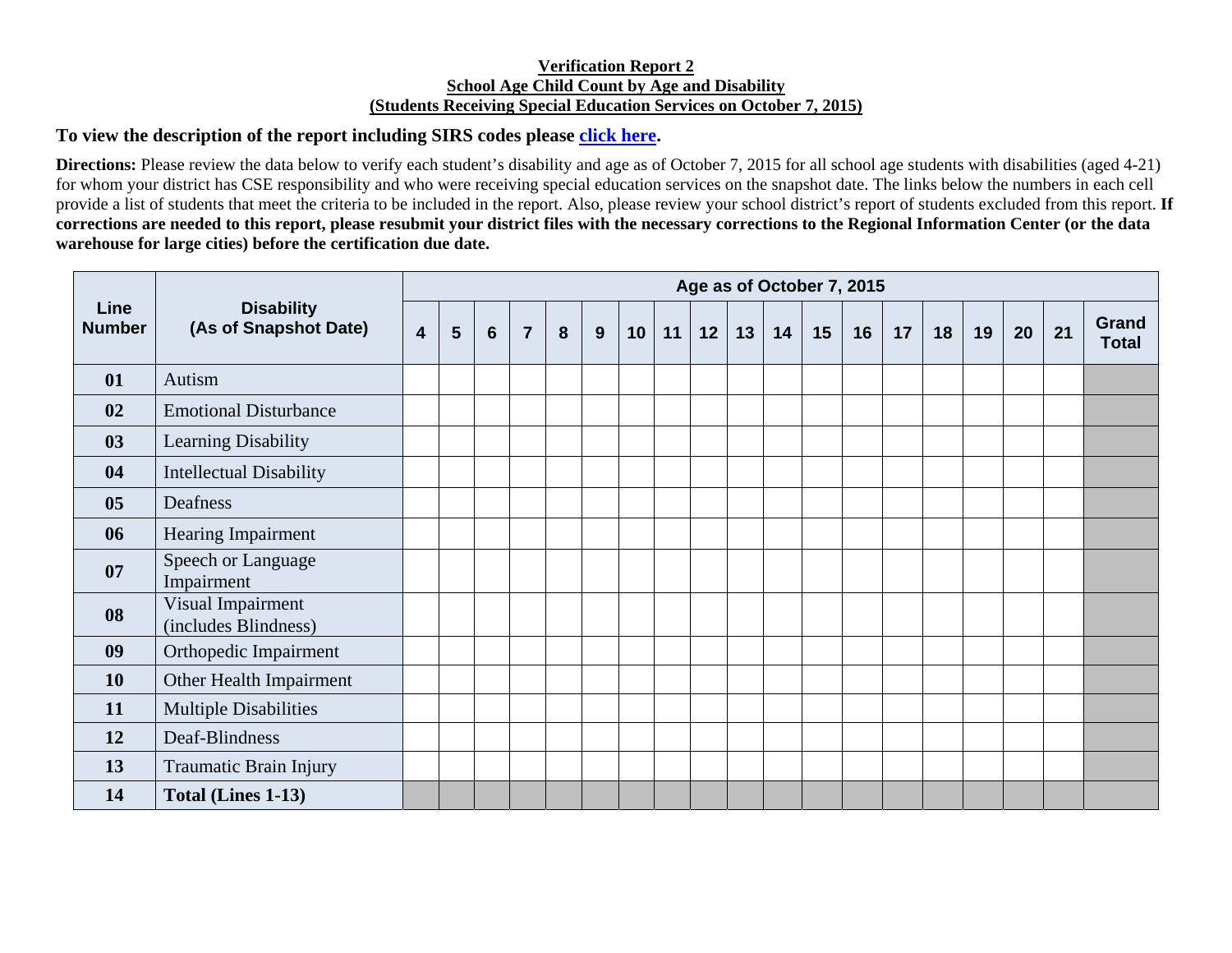**Verification Report 2**
**School Age Child Count by Age and Disability**
**(Students Receiving Special Education Services on October 7, 2015)**

### To view the description of the report including SIRS codes please click here.

**Directions:** Please review the data below to verify each student's disability and age as of October 7, 2015 for all school age students with disabilities (aged 4-21) for whom your district has CSE responsibility and who were receiving special education services on the snapshot date. The links below the numbers in each cell provide a list of students that meet the criteria to be included in the report. Also, please review your school district's report of students excluded from this report. **If corrections are needed to this report, please resubmit your district files with the necessary corrections to the Regional Information Center (or the data warehouse for large cities) before the certification due date.**

| Line Number | Disability (As of Snapshot Date) | Age as of October 7, 2015 | | | | | | | | | | | | | | | | | | |
|---|---|---|---|---|---|---|---|---|---|---|---|---|---|---|---|---|---|---|---|---|
| | | 4 | 5 | 6 | 7 | 8 | 9 | 10 | 11 | 12 | 13 | 14 | 15 | 16 | 17 | 18 | 19 | 20 | 21 | Grand Total |
| 01 | Autism | | | | | | | | | | | | | | | | | | | |
| 02 | Emotional Disturbance | | | | | | | | | | | | | | | | | | | |
| 03 | Learning Disability | | | | | | | | | | | | | | | | | | | |
| 04 | Intellectual Disability | | | | | | | | | | | | | | | | | | | |
| 05 | Deafness | | | | | | | | | | | | | | | | | | | |
| 06 | Hearing Impairment | | | | | | | | | | | | | | | | | | | |
| 07 | Speech or Language Impairment | | | | | | | | | | | | | | | | | | | |
| 08 | Visual Impairment (includes Blindness) | | | | | | | | | | | | | | | | | | | |
| 09 | Orthopedic Impairment | | | | | | | | | | | | | | | | | | | |
| 10 | Other Health Impairment | | | | | | | | | | | | | | | | | | | |
| 11 | Multiple Disabilities | | | | | | | | | | | | | | | | | | | |
| 12 | Deaf-Blindness | | | | | | | | | | | | | | | | | | | |
| 13 | Traumatic Brain Injury | | | | | | | | | | | | | | | | | | | |
| 14 | **Total (Lines 1-13)** | | | | | | | | | | | | | | | | | | | |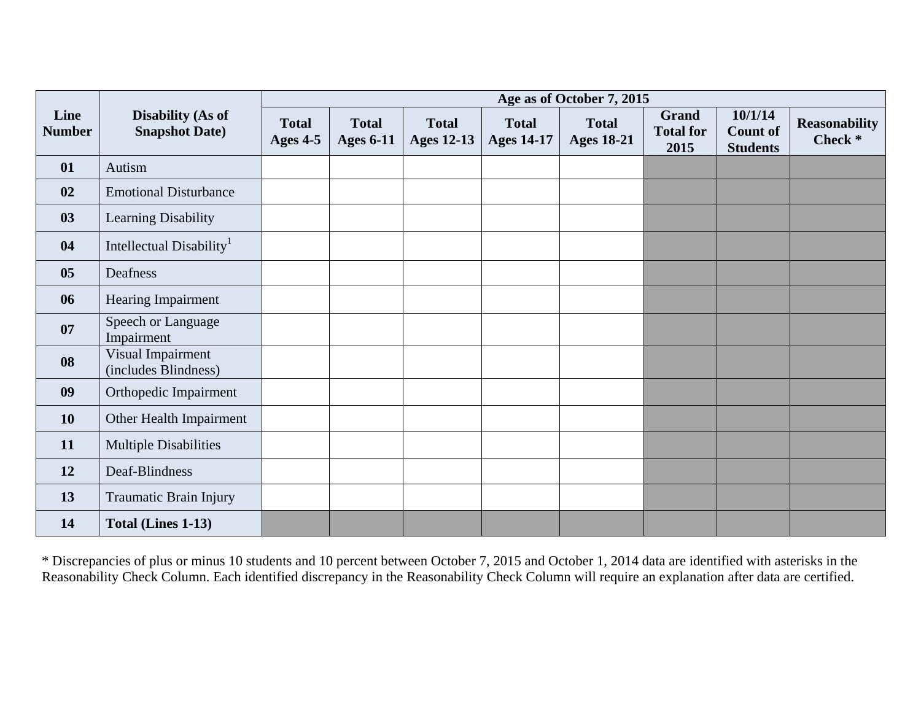| Line Number | Disability (As of Snapshot Date) | Age as of October 7, 2015 | | | | | | | |
|---|---|---|---|---|---|---|---|---|---|
| | | Total Ages 4-5 | Total Ages 6-11 | Total Ages 12-13 | Total Ages 14-17 | Total Ages 18-21 | Grand Total for 2015 | 10/1/14 Count of Students | Reasonability Check * |
| **01** | Autism | | | | | | | | |
| **02** | Emotional Disturbance | | | | | | | | |
| **03** | Learning Disability | | | | | | | | |
| **04** | Intellectual Disability[1] | | | | | | | | |
| **05** | Deafness | | | | | | | | |
| **06** | Hearing Impairment | | | | | | | | |
| **07** | Speech or Language Impairment | | | | | | | | |
| **08** | Visual Impairment (includes Blindness) | | | | | | | | |
| **09** | Orthopedic Impairment | | | | | | | | |
| **10** | Other Health Impairment | | | | | | | | |
| **11** | Multiple Disabilities | | | | | | | | |
| **12** | Deaf-Blindness | | | | | | | | |
| **13** | Traumatic Brain Injury | | | | | | | | |
| **14** | **Total (Lines 1-13)** | | | | | | | | |

* Discrepancies of plus or minus 10 students and 10 percent between October 7, 2015 and October 1, 2014 data are identified with asterisks in the Reasonability Check Column. Each identified discrepancy in the Reasonability Check Column will require an explanation after data are certified.